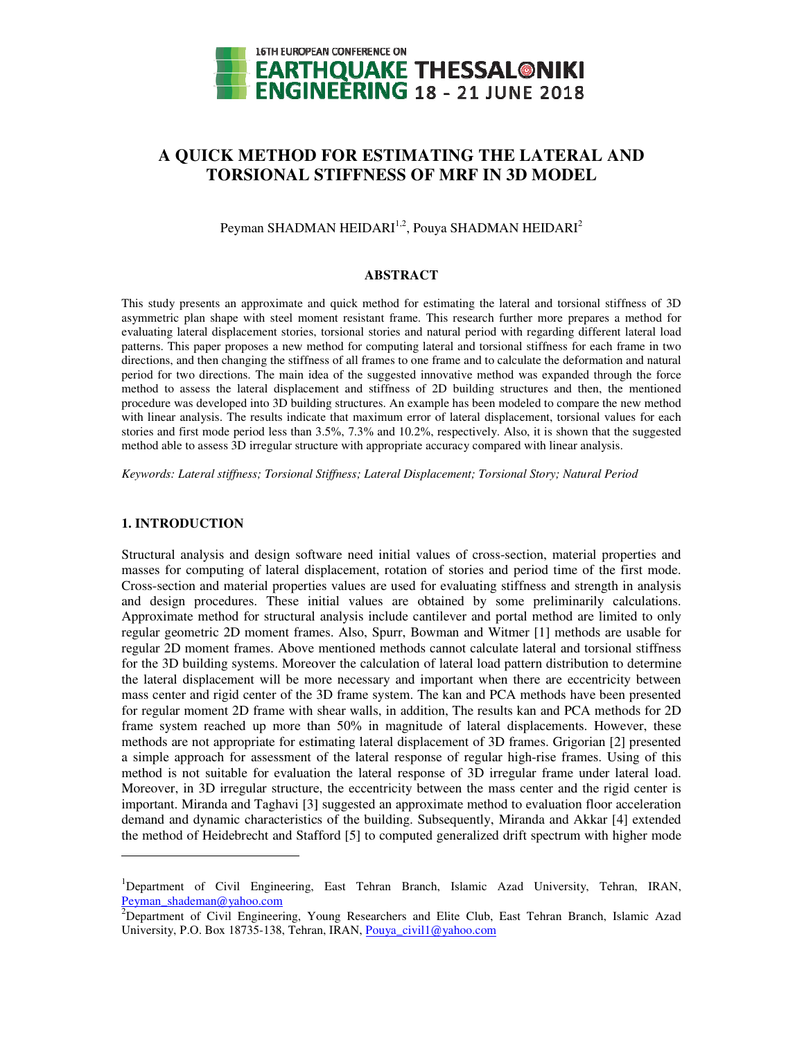# A QUICK METHOD FOR ESTIMATING THE LATERAL AND TORSIONAL STIFFNESS OF MRF IN 3D MODEL

Peyman SHADMAN HEIDARI[1,2], Pouya SHADMAN HEIDARI[2]

## ABSTRACT

This study presents an approximate and quick method for estimating the lateral and torsional stiffness of 3D asymmetric plan shape with steel moment resistant frame. This research further more prepares a method for evaluating lateral displacement stories, torsional stories and natural period with regarding different lateral load patterns. This paper proposes a new method for computing lateral and torsional stiffness for each frame in two directions, and then changing the stiffness of all frames to one frame and to calculate the deformation and natural period for two directions. The main idea of the suggested innovative method was expanded through the force method to assess the lateral displacement and stiffness of 2D building structures and then, the mentioned procedure was developed into 3D building structures. An example has been modeled to compare the new method with linear analysis. The results indicate that maximum error of lateral displacement, torsional values for each stories and first mode period less than 3.5%, 7.3% and 10.2%, respectively. Also, it is shown that the suggested method able to assess 3D irregular structure with appropriate accuracy compared with linear analysis.

*Keywords: Lateral stiffness; Torsional Stiffness; Lateral Displacement; Torsional Story; Natural Period*

## 1. INTRODUCTION

Structural analysis and design software need initial values of cross-section, material properties and masses for computing of lateral displacement, rotation of stories and period time of the first mode. Cross-section and material properties values are used for evaluating stiffness and strength in analysis and design procedures. These initial values are obtained by some preliminarily calculations. Approximate method for structural analysis include cantilever and portal method are limited to only regular geometric 2D moment frames. Also, Spurr, Bowman and Witmer [1] methods are usable for regular 2D moment frames. Above mentioned methods cannot calculate lateral and torsional stiffness for the 3D building systems. Moreover the calculation of lateral load pattern distribution to determine the lateral displacement will be more necessary and important when there are eccentricity between mass center and rigid center of the 3D frame system. The kan and PCA methods have been presented for regular moment 2D frame with shear walls, in addition, The results kan and PCA methods for 2D frame system reached up more than 50% in magnitude of lateral displacements. However, these methods are not appropriate for estimating lateral displacement of 3D frames. Grigorian [2] presented a simple approach for assessment of the lateral response of regular high-rise frames. Using of this method is not suitable for evaluation the lateral response of 3D irregular frame under lateral load. Moreover, in 3D irregular structure, the eccentricity between the mass center and the rigid center is important. Miranda and Taghavi [3] suggested an approximate method to evaluation floor acceleration demand and dynamic characteristics of the building. Subsequently, Miranda and Akkar [4] extended the method of Heidebrecht and Stafford [5] to computed generalized drift spectrum with higher mode

---

[1]Department of Civil Engineering, East Tehran Branch, Islamic Azad University, Tehran, IRAN, Peyman_shademan@yahoo.com

[2]Department of Civil Engineering, Young Researchers and Elite Club, East Tehran Branch, Islamic Azad University, P.O. Box 18735-138, Tehran, IRAN, Pouya_civil1@yahoo.com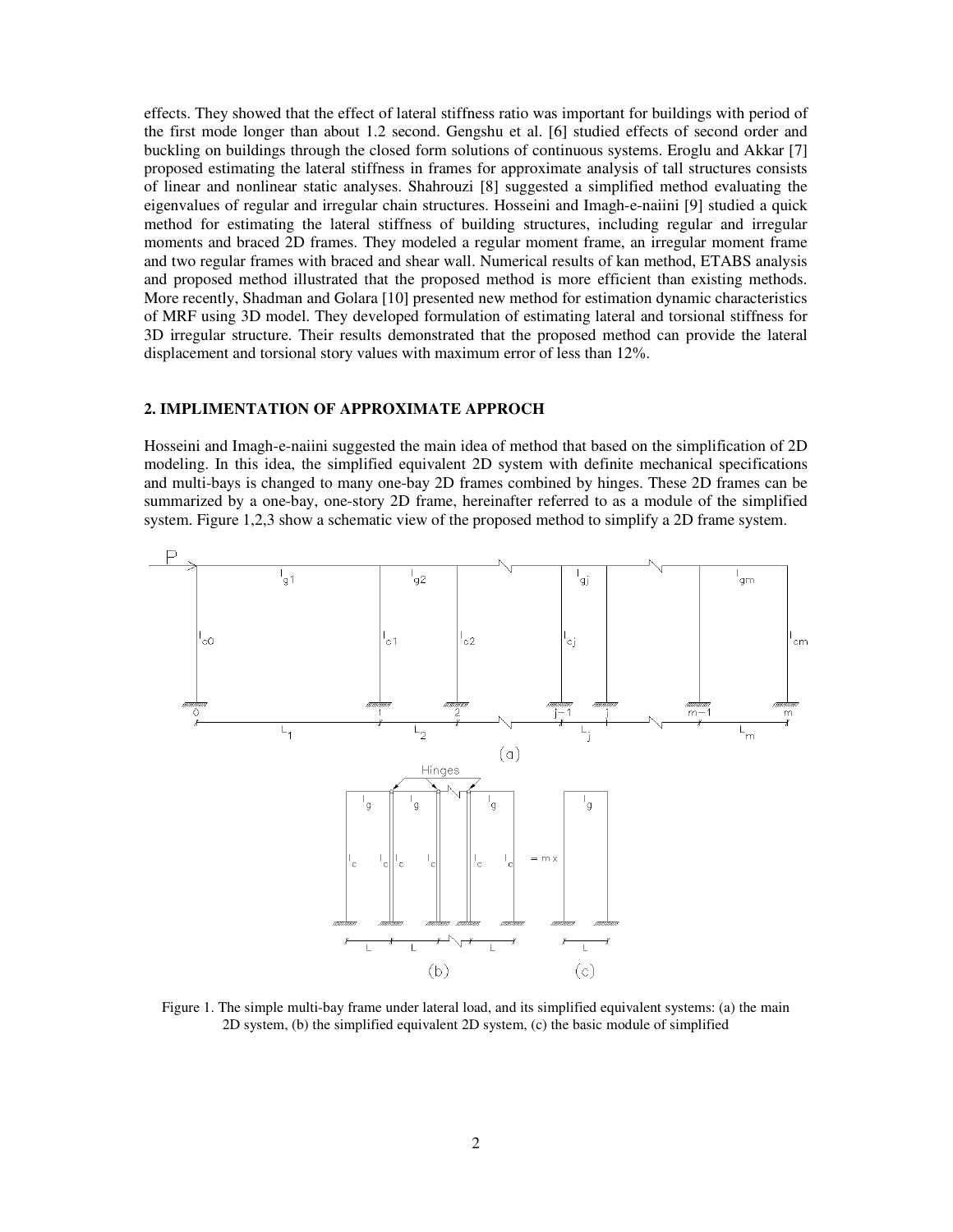effects. They showed that the effect of lateral stiffness ratio was important for buildings with period of the first mode longer than about 1.2 second. Gengshu et al. [6] studied effects of second order and buckling on buildings through the closed form solutions of continuous systems. Eroglu and Akkar [7] proposed estimating the lateral stiffness in frames for approximate analysis of tall structures consists of linear and nonlinear static analyses. Shahrouzi [8] suggested a simplified method evaluating the eigenvalues of regular and irregular chain structures. Hosseini and Imagh-e-naiini [9] studied a quick method for estimating the lateral stiffness of building structures, including regular and irregular moments and braced 2D frames. They modeled a regular moment frame, an irregular moment frame and two regular frames with braced and shear wall. Numerical results of kan method, ETABS analysis and proposed method illustrated that the proposed method is more efficient than existing methods. More recently, Shadman and Golara [10] presented new method for estimation dynamic characteristics of MRF using 3D model. They developed formulation of estimating lateral and torsional stiffness for 3D irregular structure. Their results demonstrated that the proposed method can provide the lateral displacement and torsional story values with maximum error of less than 12%.

## 2. IMPLIMENTATION OF APPROXIMATE APPROCH

Hosseini and Imagh-e-naiini suggested the main idea of method that based on the simplification of 2D modeling. In this idea, the simplified equivalent 2D system with definite mechanical specifications and multi-bays is changed to many one-bay 2D frames combined by hinges. These 2D frames can be summarized by a one-bay, one-story 2D frame, hereinafter referred to as a module of the simplified system. Figure 1,2,3 show a schematic view of the proposed method to simplify a 2D frame system.

Figure 1. The simple multi-bay frame under lateral load, and its simplified equivalent systems: (a) the main 2D system, (b) the simplified equivalent 2D system, (c) the basic module of simplified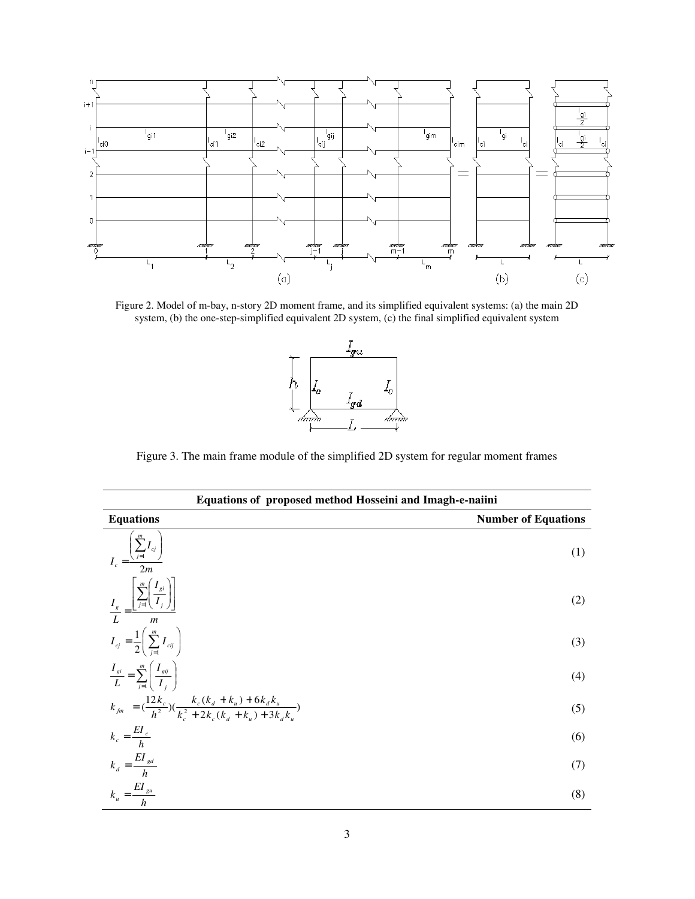Figure 2. Model of m-bay, n-story 2D moment frame, and its simplified equivalent systems: (a) the main 2D system, (b) the one-step-simplified equivalent 2D system, (c) the final simplified equivalent system

Figure 3. The main frame module of the simplified 2D system for regular moment frames

| **Equations of proposed method Hosseini and Imagh-e-naiini** | |
|---|---|
| **Equations** | **Number of Equations** |
| $I_c = \dfrac{\left(\sum_{j=1}^{m} I_{cj}\right)}{2m}$ | (1) |
| $\dfrac{I_g}{L} = \dfrac{\left[\sum_{j=1}^{m}\left(\dfrac{I_{gi}}{I_j}\right)\right]}{m}$ | (2) |
| $I_{cj} = \dfrac{1}{2}\left(\sum_{j=1}^{m} I_{cij}\right)$ | (3) |
| $\dfrac{I_{gi}}{L} = \sum_{j=1}^{m}\left(\dfrac{I_{gij}}{I_j}\right)$ | (4) |
| $k_{fm} = (\dfrac{12k_c}{h^2})(\dfrac{k_c(k_d+k_u)+6k_dk_u}{k_c^2+2k_c(k_d+k_u)+3k_dk_u})$ | (5) |
| $k_c = \dfrac{EI_c}{h}$ | (6) |
| $k_d = \dfrac{EI_{gd}}{h}$ | (7) |
| $k_u = \dfrac{EI_{gu}}{h}$ | (8) |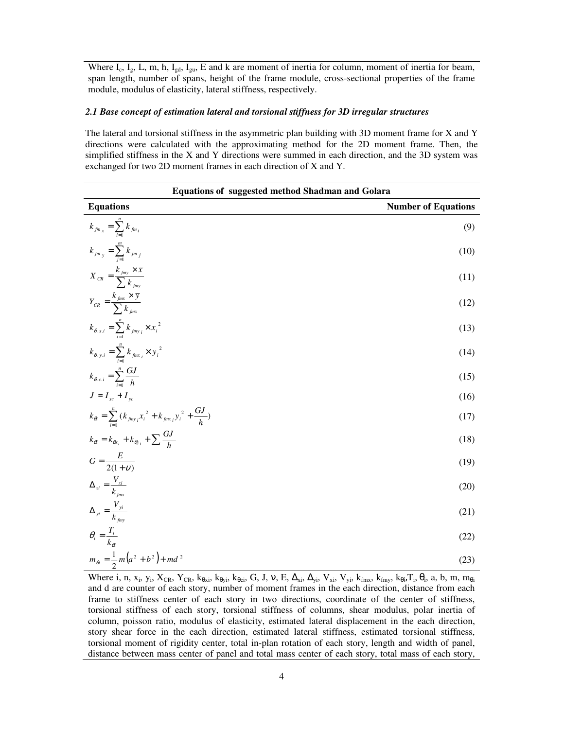Where $I_c$, $I_g$, L, m, h, $I_{gd}$, $I_{gu}$, E and k are moment of inertia for column, moment of inertia for beam, span length, number of spans, height of the frame module, cross-sectional properties of the frame module, modulus of elasticity, lateral stiffness, respectively.

### *2.1 Base concept of estimation lateral and torsional stiffness for 3D irregular structures*

The lateral and torsional stiffness in the asymmetric plan building with 3D moment frame for X and Y directions were calculated with the approximating method for the 2D moment frame. Then, the simplified stiffness in the X and Y directions were summed in each direction, and the 3D system was exchanged for two 2D moment frames in each direction of X and Y.

| **Equations of suggested method Shadman and Golara** | |
|---|---|
| **Equations** | **Number of Equations** |
| $k_{fm_x} = \sum_{i=1}^{n} k_{fm_i}$ | (9) |
| $k_{fm_y} = \sum_{j=1}^{m} k_{fm_j}$ | (10) |
| $X_{CR} = \frac{k_{fmy} \times \bar{x}}{\sum k_{fmy}}$ | (11) |
| $Y_{CR} = \frac{k_{fmx} \times \bar{y}}{\sum k_{fmx}}$ | (12) |
| $k_{\theta.x.i} = \sum_{i=1}^{n} k_{fmy_i} \times x_i^2$ | (13) |
| $k_{\theta.y.i} = \sum_{i=1}^{n} k_{fmx_i} \times y_i^2$ | (14) |
| $k_{\theta.c.i} = \sum_{i=1}^{n} \frac{GJ}{h}$ | (15) |
| $J = I_{xc} + I_{yc}$ | (16) |
| $k_{\theta i} = \sum_{i=1}^{n} (k_{fmy_i} x_i^2 + k_{fmx_i} y_i^2 + \frac{GJ}{h})$ | (17) |
| $k_{\theta i} = k_{\theta x_i} + k_{\theta y_i} + \sum \frac{GJ}{h}$ | (18) |
| $G = \frac{E}{2(1+\upsilon)}$ | (19) |
| $\Delta_{xi} = \frac{V_{xi}}{k_{fmx}}$ | (20) |
| $\Delta_{yi} = \frac{V_{yi}}{k_{fmy}}$ | (21) |
| $\theta_i = \frac{T_i}{k_{\theta i}}$ | (22) |
| $m_{\theta i} = \frac{1}{2} m \left(a^2 + b^2\right) + md^2$ | (23) |

Where i, n, $x_i$, $y_i$, $X_{CR}$, $Y_{CR}$, $k_{\theta xi}$, $k_{\theta yi}$, $k_{\theta ci}$, G, J, $\nu$, E, $\Delta_{xi}$, $\Delta_{yi}$, $V_{xi}$, $V_{yi}$, $k_{fmx}$, $k_{fmy}$, $k_{\theta i}$, $T_i$, $\theta_i$, a, b, m, $m_{\theta i}$ and d are counter of each story, number of moment frames in the each direction, distance from each frame to stiffness center of each story in two directions, coordinate of the center of stiffness, torsional stiffness of each story, torsional stiffness of columns, shear modulus, polar inertia of column, poisson ratio, modulus of elasticity, estimated lateral displacement in the each direction, story shear force in the each direction, estimated lateral stiffness, estimated torsional stiffness, torsional moment of rigidity center, total in-plan rotation of each story, length and width of panel, distance between mass center of panel and total mass center of each story, total mass of each story,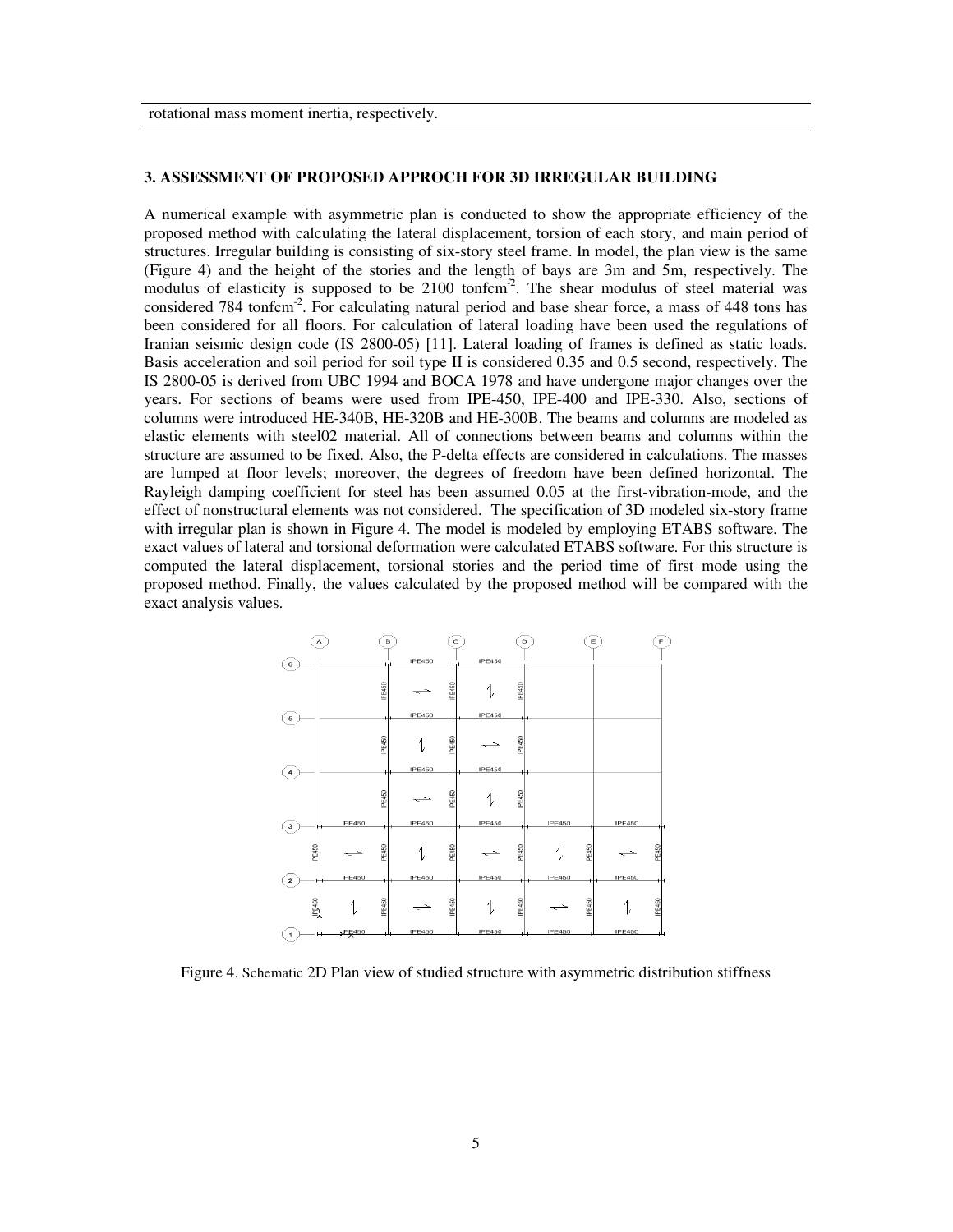rotational mass moment inertia, respectively.

### 3. ASSESSMENT OF PROPOSED APPROCH FOR 3D IRREGULAR BUILDING

A numerical example with asymmetric plan is conducted to show the appropriate efficiency of the proposed method with calculating the lateral displacement, torsion of each story, and main period of structures. Irregular building is consisting of six-story steel frame. In model, the plan view is the same (Figure 4) and the height of the stories and the length of bays are 3m and 5m, respectively. The modulus of elasticity is supposed to be 2100 tonfcm$^{-2}$. The shear modulus of steel material was considered 784 tonfcm$^{-2}$. For calculating natural period and base shear force, a mass of 448 tons has been considered for all floors. For calculation of lateral loading have been used the regulations of Iranian seismic design code (IS 2800-05) [11]. Lateral loading of frames is defined as static loads. Basis acceleration and soil period for soil type II is considered 0.35 and 0.5 second, respectively. The IS 2800-05 is derived from UBC 1994 and BOCA 1978 and have undergone major changes over the years. For sections of beams were used from IPE-450, IPE-400 and IPE-330. Also, sections of columns were introduced HE-340B, HE-320B and HE-300B. The beams and columns are modeled as elastic elements with steel02 material. All of connections between beams and columns within the structure are assumed to be fixed. Also, the P-delta effects are considered in calculations. The masses are lumped at floor levels; moreover, the degrees of freedom have been defined horizontal. The Rayleigh damping coefficient for steel has been assumed 0.05 at the first-vibration-mode, and the effect of nonstructural elements was not considered. The specification of 3D modeled six-story frame with irregular plan is shown in Figure 4. The model is modeled by employing ETABS software. The exact values of lateral and torsional deformation were calculated ETABS software. For this structure is computed the lateral displacement, torsional stories and the period time of first mode using the proposed method. Finally, the values calculated by the proposed method will be compared with the exact analysis values.

Figure 4. Schematic 2D Plan view of studied structure with asymmetric distribution stiffness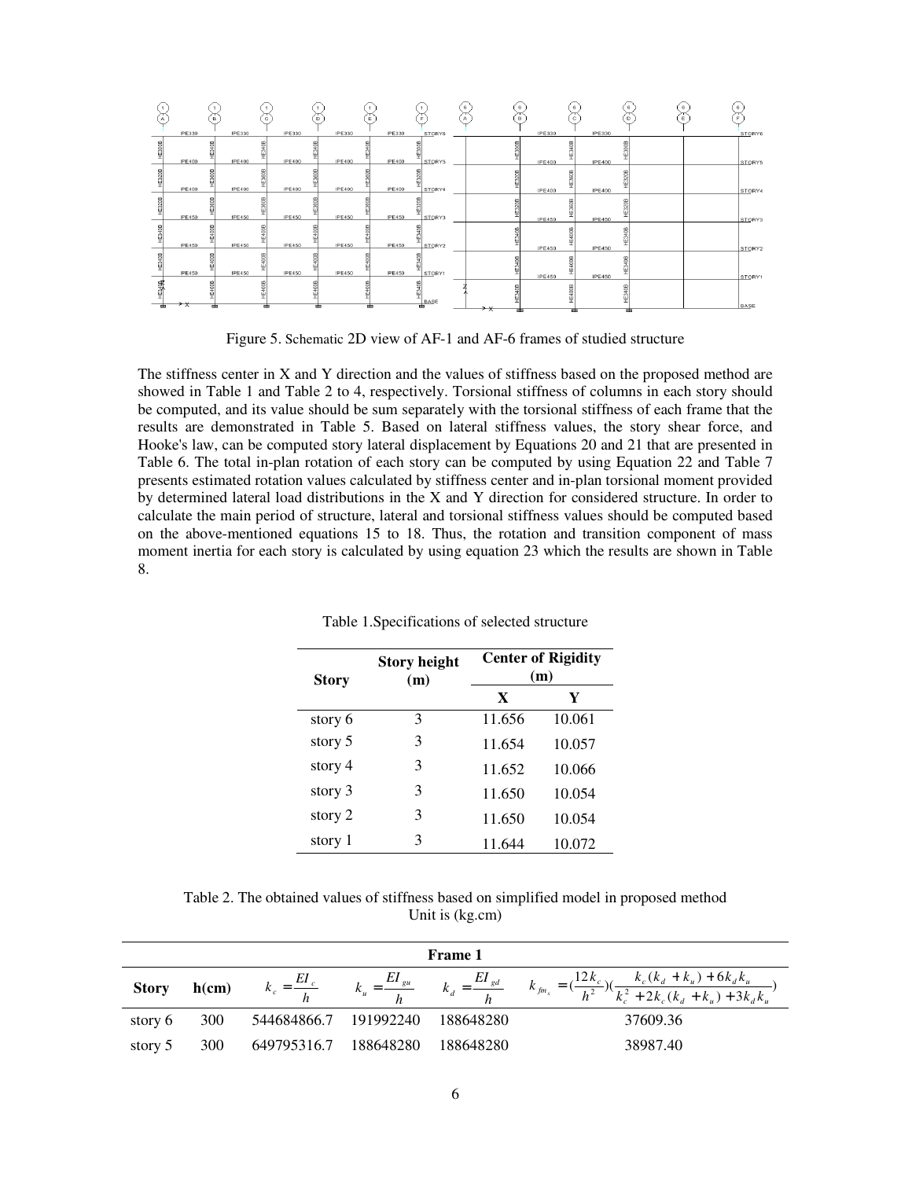Figure 5. Schematic 2D view of AF-1 and AF-6 frames of studied structure

The stiffness center in X and Y direction and the values of stiffness based on the proposed method are showed in Table 1 and Table 2 to 4, respectively. Torsional stiffness of columns in each story should be computed, and its value should be sum separately with the torsional stiffness of each frame that the results are demonstrated in Table 5. Based on lateral stiffness values, the story shear force, and Hooke's law, can be computed story lateral displacement by Equations 20 and 21 that are presented in Table 6. The total in-plan rotation of each story can be computed by using Equation 22 and Table 7 presents estimated rotation values calculated by stiffness center and in-plan torsional moment provided by determined lateral load distributions in the X and Y direction for considered structure. In order to calculate the main period of structure, lateral and torsional stiffness values should be computed based on the above-mentioned equations 15 to 18. Thus, the rotation and transition component of mass moment inertia for each story is calculated by using equation 23 which the results are shown in Table 8.

Table 1.Specifications of selected structure

| Story | Story height (m) | Center of Rigidity (m) | |
|---|---|---|---|
| | | X | Y |
| story 6 | 3 | 11.656 | 10.061 |
| story 5 | 3 | 11.654 | 10.057 |
| story 4 | 3 | 11.652 | 10.066 |
| story 3 | 3 | 11.650 | 10.054 |
| story 2 | 3 | 11.650 | 10.054 |
| story 1 | 3 | 11.644 | 10.072 |

Table 2. The obtained values of stiffness based on simplified model in proposed method Unit is (kg.cm)

| Frame 1 | | | | | |
|---|---|---|---|---|---|
| Story | h(cm) | $k_c = \frac{EI_c}{h}$ | $k_u = \frac{EI_{gu}}{h}$ | $k_d = \frac{EI_{gd}}{h}$ | $k_{fm_s} = (\frac{12k_c}{h^2})(\frac{k_c(k_d + k_u) + 6k_d k_u}{k_c^2 + 2k_c(k_d + k_u) + 3k_d k_u})$ |
| story 6 | 300 | 544684866.7 | 191992240 | 188648280 | 37609.36 |
| story 5 | 300 | 649795316.7 | 188648280 | 188648280 | 38987.40 |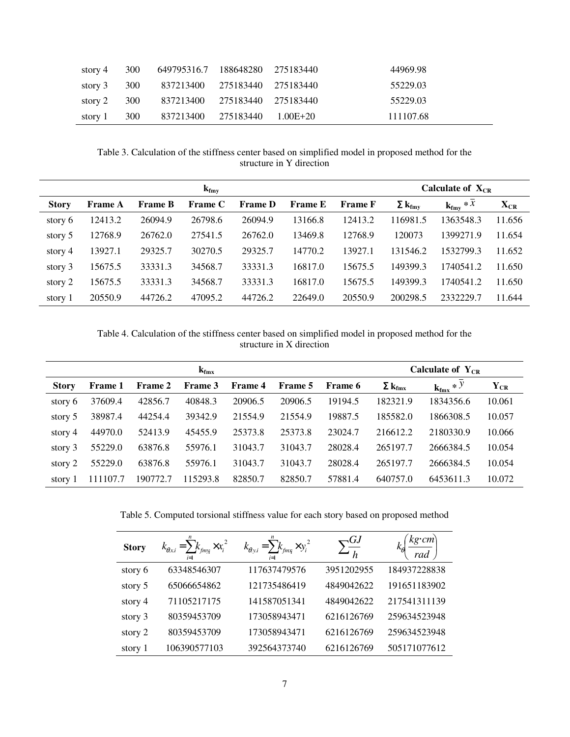| | | | | | |
|---|---|---|---|---|---|
| story 4 | 300 | 649795316.7 | 188648280 | 275183440 | 44969.98 |
| story 3 | 300 | 837213400 | 275183440 | 275183440 | 55229.03 |
| story 2 | 300 | 837213400 | 275183440 | 275183440 | 55229.03 |
| story 1 | 300 | 837213400 | 275183440 | 1.00E+20 | 111107.68 |

Table 3. Calculation of the stiffness center based on simplified model in proposed method for the structure in Y direction

| | $k_{fmy}$ | | | | | | Calculate of $X_{CR}$ | | |
|---|---|---|---|---|---|---|---|---|---|
| **Story** | **Frame A** | **Frame B** | **Frame C** | **Frame D** | **Frame E** | **Frame F** | $\Sigma k_{fmy}$ | $k_{fmy} * \bar{x}$ | $X_{CR}$ |
| story 6 | 12413.2 | 26094.9 | 26798.6 | 26094.9 | 13166.8 | 12413.2 | 116981.5 | 1363548.3 | 11.656 |
| story 5 | 12768.9 | 26762.0 | 27541.5 | 26762.0 | 13469.8 | 12768.9 | 120073 | 1399271.9 | 11.654 |
| story 4 | 13927.1 | 29325.7 | 30270.5 | 29325.7 | 14770.2 | 13927.1 | 131546.2 | 1532799.3 | 11.652 |
| story 3 | 15675.5 | 33331.3 | 34568.7 | 33331.3 | 16817.0 | 15675.5 | 149399.3 | 1740541.2 | 11.650 |
| story 2 | 15675.5 | 33331.3 | 34568.7 | 33331.3 | 16817.0 | 15675.5 | 149399.3 | 1740541.2 | 11.650 |
| story 1 | 20550.9 | 44726.2 | 47095.2 | 44726.2 | 22649.0 | 20550.9 | 200298.5 | 2332229.7 | 11.644 |

Table 4. Calculation of the stiffness center based on simplified model in proposed method for the structure in X direction

| | $k_{fmx}$ | | | | | | Calculate of $Y_{CR}$ | | |
|---|---|---|---|---|---|---|---|---|---|
| **Story** | **Frame 1** | **Frame 2** | **Frame 3** | **Frame 4** | **Frame 5** | **Frame 6** | $\Sigma k_{fmx}$ | $k_{fmx} * \bar{y}$ | $Y_{CR}$ |
| story 6 | 37609.4 | 42856.7 | 40848.3 | 20906.5 | 20906.5 | 19194.5 | 182321.9 | 1834356.6 | 10.061 |
| story 5 | 38987.4 | 44254.4 | 39342.9 | 21554.9 | 21554.9 | 19887.5 | 185582.0 | 1866308.5 | 10.057 |
| story 4 | 44970.0 | 52413.9 | 45455.9 | 25373.8 | 25373.8 | 23024.7 | 216612.2 | 2180330.9 | 10.066 |
| story 3 | 55229.0 | 63876.8 | 55976.1 | 31043.7 | 31043.7 | 28028.4 | 265197.7 | 2666384.5 | 10.054 |
| story 2 | 55229.0 | 63876.8 | 55976.1 | 31043.7 | 31043.7 | 28028.4 | 265197.7 | 2666384.5 | 10.054 |
| story 1 | 111107.7 | 190772.7 | 115293.8 | 82850.7 | 82850.7 | 57881.4 | 640757.0 | 6453611.3 | 10.072 |

Table 5. Computed torsional stiffness value for each story based on proposed method

| Story | $k_{\theta x,i} = \sum_{i=1}^{n} k_{fmy_i} \times x_i^2$ | $k_{\theta y,i} = \sum_{i=1}^{n} k_{fmx_i} \times y_i^2$ | $\sum \frac{GJ}{h}$ | $k_{\theta}\left(\frac{kg \cdot cm}{rad}\right)$ |
|---|---|---|---|---|
| story 6 | 63348546307 | 117637479576 | 3951202955 | 184937228838 |
| story 5 | 65066654862 | 121735486419 | 4849042622 | 191651183902 |
| story 4 | 71105217175 | 141587051341 | 4849042622 | 217541311139 |
| story 3 | 80359453709 | 173058943471 | 6216126769 | 259634523948 |
| story 2 | 80359453709 | 173058943471 | 6216126769 | 259634523948 |
| story 1 | 106390577103 | 392564373740 | 6216126769 | 505171077612 |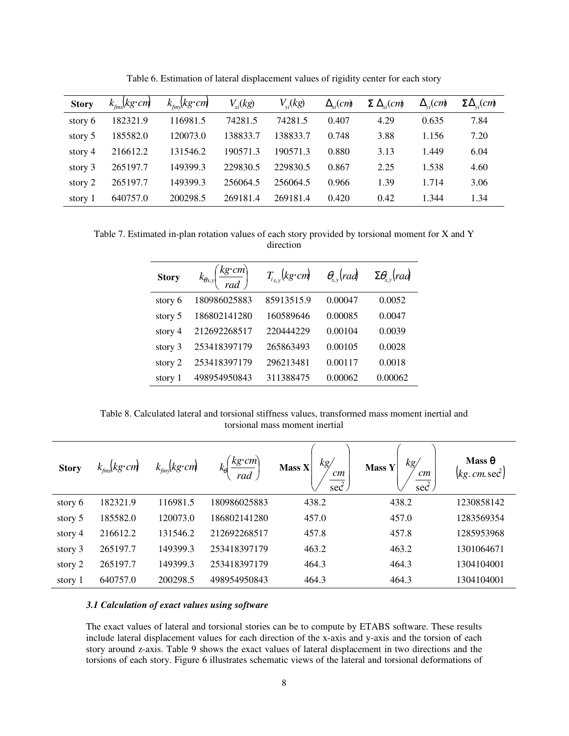Table 6. Estimation of lateral displacement values of rigidity center for each story

| Story | $k_{fmx}(kg{\cdot}cm)$ | $k_{fmy}(kg{\cdot}cm)$ | $V_{xi}(kg)$ | $V_{yi}(kg)$ | $\Delta_{xi}(cm)$ | $\Sigma\,\Delta_{xi}(cm)$ | $\Delta_{yi}(cm)$ | $\Sigma\Delta_{yi}(cm)$ |
|---|---|---|---|---|---|---|---|---|
| story 6 | 182321.9 | 116981.5 | 74281.5 | 74281.5 | 0.407 | 4.29 | 0.635 | 7.84 |
| story 5 | 185582.0 | 120073.0 | 138833.7 | 138833.7 | 0.748 | 3.88 | 1.156 | 7.20 |
| story 4 | 216612.2 | 131546.2 | 190571.3 | 190571.3 | 0.880 | 3.13 | 1.449 | 6.04 |
| story 3 | 265197.7 | 149399.3 | 229830.5 | 229830.5 | 0.867 | 2.25 | 1.538 | 4.60 |
| story 2 | 265197.7 | 149399.3 | 256064.5 | 256064.5 | 0.966 | 1.39 | 1.714 | 3.06 |
| story 1 | 640757.0 | 200298.5 | 269181.4 | 269181.4 | 0.420 | 0.42 | 1.344 | 1.34 |

Table 7. Estimated in-plan rotation values of each story provided by torsional moment for X and Y direction

| Story | $k_{\theta x,y}\left(\frac{kg{\cdot}cm}{rad}\right)$ | $T_{i\,x,y}(kg{\cdot}cm)$ | $\theta_{x,y}(rad)$ | $\Sigma\theta_{x,y}(rad)$ |
|---|---|---|---|---|
| story 6 | 180986025883 | 85913515.9 | 0.00047 | 0.0052 |
| story 5 | 186802141280 | 160589646 | 0.00085 | 0.0047 |
| story 4 | 212692268517 | 220444229 | 0.00104 | 0.0039 |
| story 3 | 253418397179 | 265863493 | 0.00105 | 0.0028 |
| story 2 | 253418397179 | 296213481 | 0.00117 | 0.0018 |
| story 1 | 498954950843 | 311388475 | 0.00062 | 0.00062 |

Table 8. Calculated lateral and torsional stiffness values, transformed mass moment inertial and torsional mass moment inertial

| Story | $k_{fmx}(kg{\cdot}cm)$ | $k_{fmy}(kg{\cdot}cm)$ | $k_{\theta}\left(\frac{kg{\cdot}cm}{rad}\right)$ | Mass X $\left(\frac{kg}{cm/\sec^2}\right)$ | Mass Y $\left(\frac{kg}{cm/\sec^2}\right)$ | Mass θ $\left(kg.cm.\sec^2\right)$ |
|---|---|---|---|---|---|---|
| story 6 | 182321.9 | 116981.5 | 180986025883 | 438.2 | 438.2 | 1230858142 |
| story 5 | 185582.0 | 120073.0 | 186802141280 | 457.0 | 457.0 | 1283569354 |
| story 4 | 216612.2 | 131546.2 | 212692268517 | 457.8 | 457.8 | 1285953968 |
| story 3 | 265197.7 | 149399.3 | 253418397179 | 463.2 | 463.2 | 1301064671 |
| story 2 | 265197.7 | 149399.3 | 253418397179 | 464.3 | 464.3 | 1304104001 |
| story 1 | 640757.0 | 200298.5 | 498954950843 | 464.3 | 464.3 | 1304104001 |

### *3.1 Calculation of exact values using software*

The exact values of lateral and torsional stories can be to compute by ETABS software. These results include lateral displacement values for each direction of the x-axis and y-axis and the torsion of each story around z-axis. Table 9 shows the exact values of lateral displacement in two directions and the torsions of each story. Figure 6 illustrates schematic views of the lateral and torsional deformations of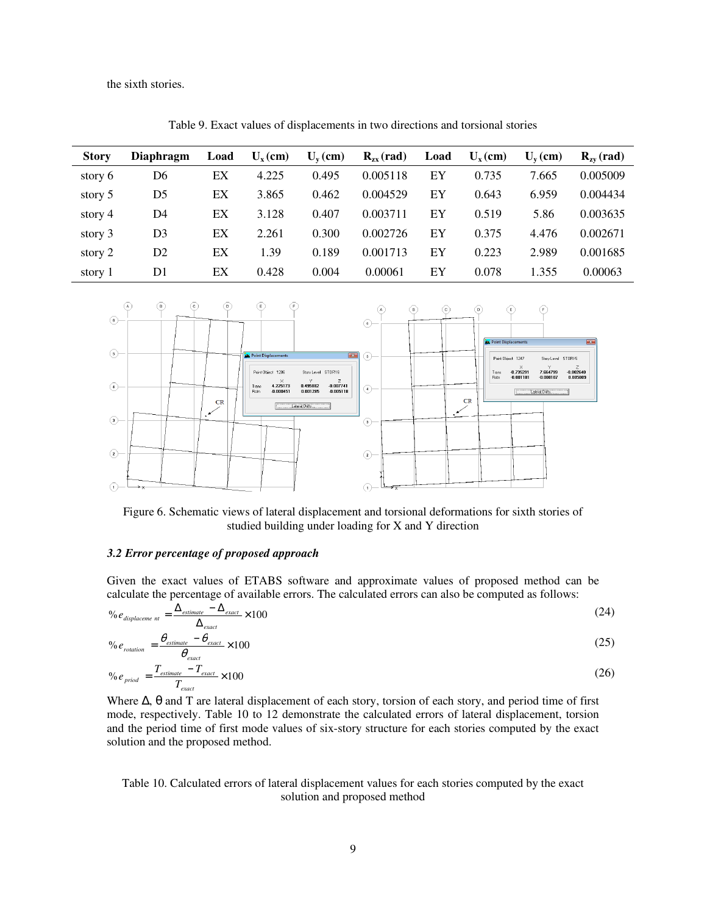the sixth stories.

Table 9. Exact values of displacements in two directions and torsional stories

| Story | Diaphragm | Load | $U_x$ (cm) | $U_y$ (cm) | $R_{zx}$ (rad) | Load | $U_x$ (cm) | $U_y$ (cm) | $R_{zy}$ (rad) |
|---|---|---|---|---|---|---|---|---|---|
| story 6 | D6 | EX | 4.225 | 0.495 | 0.005118 | EY | 0.735 | 7.665 | 0.005009 |
| story 5 | D5 | EX | 3.865 | 0.462 | 0.004529 | EY | 0.643 | 6.959 | 0.004434 |
| story 4 | D4 | EX | 3.128 | 0.407 | 0.003711 | EY | 0.519 | 5.86 | 0.003635 |
| story 3 | D3 | EX | 2.261 | 0.300 | 0.002726 | EY | 0.375 | 4.476 | 0.002671 |
| story 2 | D2 | EX | 1.39 | 0.189 | 0.001713 | EY | 0.223 | 2.989 | 0.001685 |
| story 1 | D1 | EX | 0.428 | 0.004 | 0.00061 | EY | 0.078 | 1.355 | 0.00063 |

Figure 6. Schematic views of lateral displacement and torsional deformations for sixth stories of studied building under loading for X and Y direction

### *3.2 Error percentage of proposed approach*

Given the exact values of ETABS software and approximate values of proposed method can be calculate the percentage of available errors. The calculated errors can also be computed as follows:

$$\%e_{displacement} = \frac{\Delta_{estimate} - \Delta_{exact}}{\Delta_{exact}} \times 100 \tag{24}$$

$$\%e_{rotation} = \frac{\theta_{estimate} - \theta_{exact}}{\theta_{exact}} \times 100 \tag{25}$$

$$\%e_{priod} = \frac{T_{estimate} - T_{exact}}{T_{exact}} \times 100 \tag{26}$$

Where $\Delta$, $\theta$ and T are lateral displacement of each story, torsion of each story, and period time of first mode, respectively. Table 10 to 12 demonstrate the calculated errors of lateral displacement, torsion and the period time of first mode values of six-story structure for each stories computed by the exact solution and the proposed method.

Table 10. Calculated errors of lateral displacement values for each stories computed by the exact solution and proposed method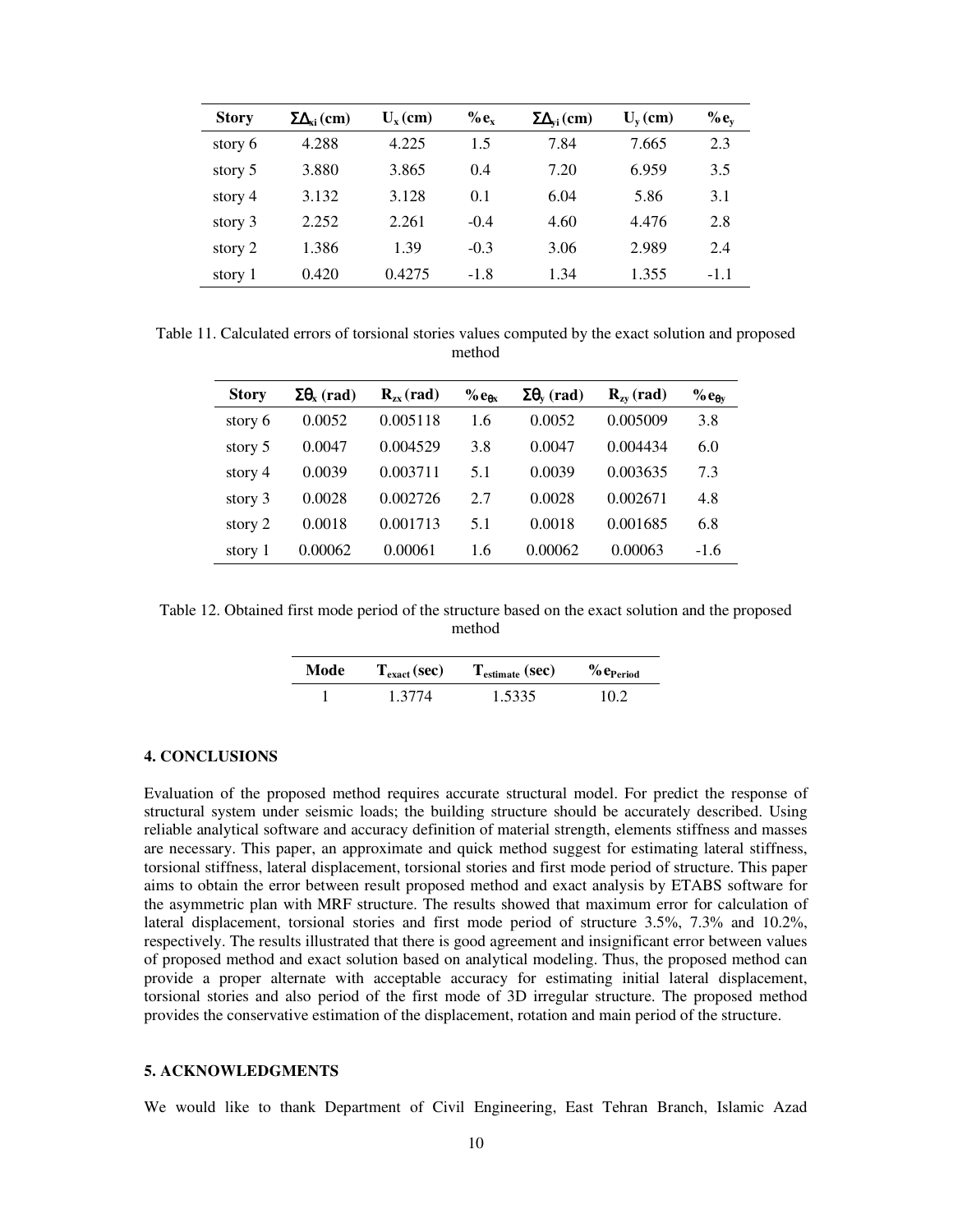| Story | $\Sigma\Delta_{xi}$ (cm) | $U_x$ (cm) | $\%e_x$ | $\Sigma\Delta_{yi}$ (cm) | $U_y$ (cm) | $\%e_y$ |
|---|---|---|---|---|---|---|
| story 6 | 4.288 | 4.225 | 1.5 | 7.84 | 7.665 | 2.3 |
| story 5 | 3.880 | 3.865 | 0.4 | 7.20 | 6.959 | 3.5 |
| story 4 | 3.132 | 3.128 | 0.1 | 6.04 | 5.86 | 3.1 |
| story 3 | 2.252 | 2.261 | -0.4 | 4.60 | 4.476 | 2.8 |
| story 2 | 1.386 | 1.39 | -0.3 | 3.06 | 2.989 | 2.4 |
| story 1 | 0.420 | 0.4275 | -1.8 | 1.34 | 1.355 | -1.1 |

Table 11. Calculated errors of torsional stories values computed by the exact solution and proposed method

| Story | $\Sigma\theta_x$ (rad) | $R_{zx}$ (rad) | $\%e_{\theta x}$ | $\Sigma\theta_y$ (rad) | $R_{zy}$ (rad) | $\%e_{\theta y}$ |
|---|---|---|---|---|---|---|
| story 6 | 0.0052 | 0.005118 | 1.6 | 0.0052 | 0.005009 | 3.8 |
| story 5 | 0.0047 | 0.004529 | 3.8 | 0.0047 | 0.004434 | 6.0 |
| story 4 | 0.0039 | 0.003711 | 5.1 | 0.0039 | 0.003635 | 7.3 |
| story 3 | 0.0028 | 0.002726 | 2.7 | 0.0028 | 0.002671 | 4.8 |
| story 2 | 0.0018 | 0.001713 | 5.1 | 0.0018 | 0.001685 | 6.8 |
| story 1 | 0.00062 | 0.00061 | 1.6 | 0.00062 | 0.00063 | -1.6 |

Table 12. Obtained first mode period of the structure based on the exact solution and the proposed method

| Mode | $T_{exact}$ (sec) | $T_{estimate}$ (sec) | $\%e_{Period}$ |
|---|---|---|---|
| 1 | 1.3774 | 1.5335 | 10.2 |

### 4. CONCLUSIONS

Evaluation of the proposed method requires accurate structural model. For predict the response of structural system under seismic loads; the building structure should be accurately described. Using reliable analytical software and accuracy definition of material strength, elements stiffness and masses are necessary. This paper, an approximate and quick method suggest for estimating lateral stiffness, torsional stiffness, lateral displacement, torsional stories and first mode period of structure. This paper aims to obtain the error between result proposed method and exact analysis by ETABS software for the asymmetric plan with MRF structure. The results showed that maximum error for calculation of lateral displacement, torsional stories and first mode period of structure 3.5%, 7.3% and 10.2%, respectively. The results illustrated that there is good agreement and insignificant error between values of proposed method and exact solution based on analytical modeling. Thus, the proposed method can provide a proper alternate with acceptable accuracy for estimating initial lateral displacement, torsional stories and also period of the first mode of 3D irregular structure. The proposed method provides the conservative estimation of the displacement, rotation and main period of the structure.

### 5. ACKNOWLEDGMENTS

We would like to thank Department of Civil Engineering, East Tehran Branch, Islamic Azad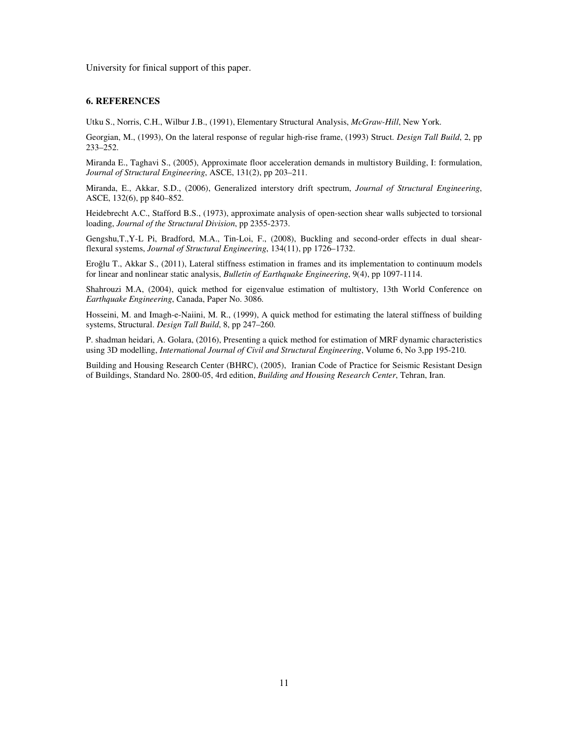University for finical support of this paper.

### 6. REFERENCES

Utku S., Norris, C.H., Wilbur J.B., (1991), Elementary Structural Analysis, *McGraw-Hill*, New York.

Georgian, M., (1993), On the lateral response of regular high-rise frame, (1993) Struct. *Design Tall Build*, 2, pp 233–252.

Miranda E., Taghavi S., (2005), Approximate floor acceleration demands in multistory Building, I: formulation, *Journal of Structural Engineering*, ASCE, 131(2), pp 203–211.

Miranda, E., Akkar, S.D., (2006), Generalized interstory drift spectrum, *Journal of Structural Engineering*, ASCE, 132(6), pp 840–852.

Heidebrecht A.C., Stafford B.S., (1973), approximate analysis of open-section shear walls subjected to torsional loading, *Journal of the Structural Division*, pp 2355-2373.

Gengshu,T.,Y-L Pi, Bradford, M.A., Tin-Loi, F., (2008), Buckling and second-order effects in dual shear-flexural systems, *Journal of Structural Engineering*, 134(11), pp 1726–1732.

Eroğlu T., Akkar S., (2011), Lateral stiffness estimation in frames and its implementation to continuum models for linear and nonlinear static analysis, *Bulletin of Earthquake Engineering*, 9(4), pp 1097-1114.

Shahrouzi M.A, (2004), quick method for eigenvalue estimation of multistory, 13th World Conference on *Earthquake Engineering*, Canada, Paper No. 3086.

Hosseini, M. and Imagh-e-Naiini, M. R., (1999), A quick method for estimating the lateral stiffness of building systems, Structural. *Design Tall Build*, 8, pp 247–260.

P. shadman heidari, A. Golara, (2016), Presenting a quick method for estimation of MRF dynamic characteristics using 3D modelling, *International Journal of Civil and Structural Engineering*, Volume 6, No 3,pp 195-210.

Building and Housing Research Center (BHRC), (2005), Iranian Code of Practice for Seismic Resistant Design of Buildings, Standard No. 2800-05, 4rd edition, *Building and Housing Research Center*, Tehran, Iran.